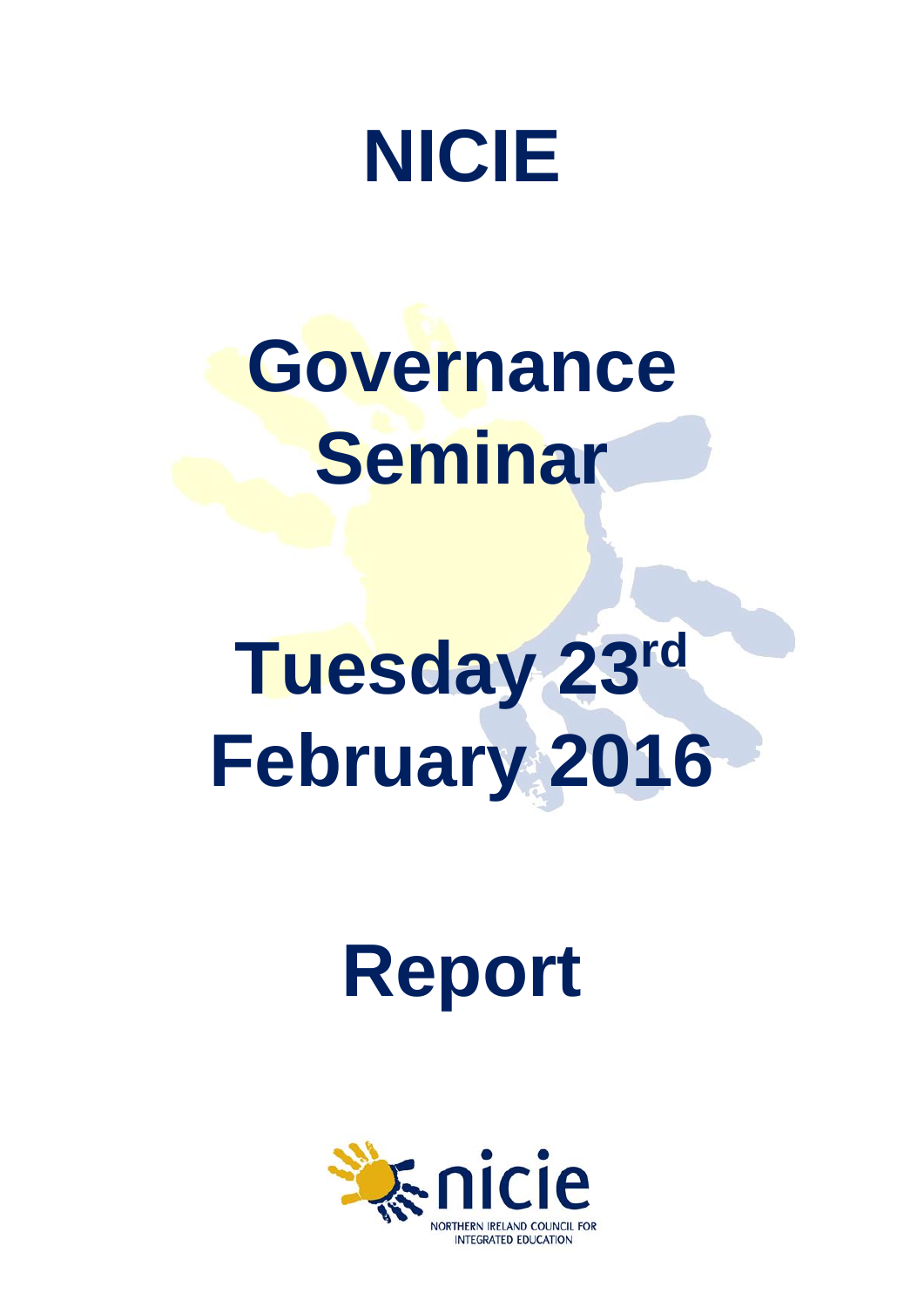# NICIE

# Governance Seminar

# Tuesday 23rd February 2016

# Report

nicie

NORTHERN IRELAND COUNCIL FOR INTEGRATED EDUCATION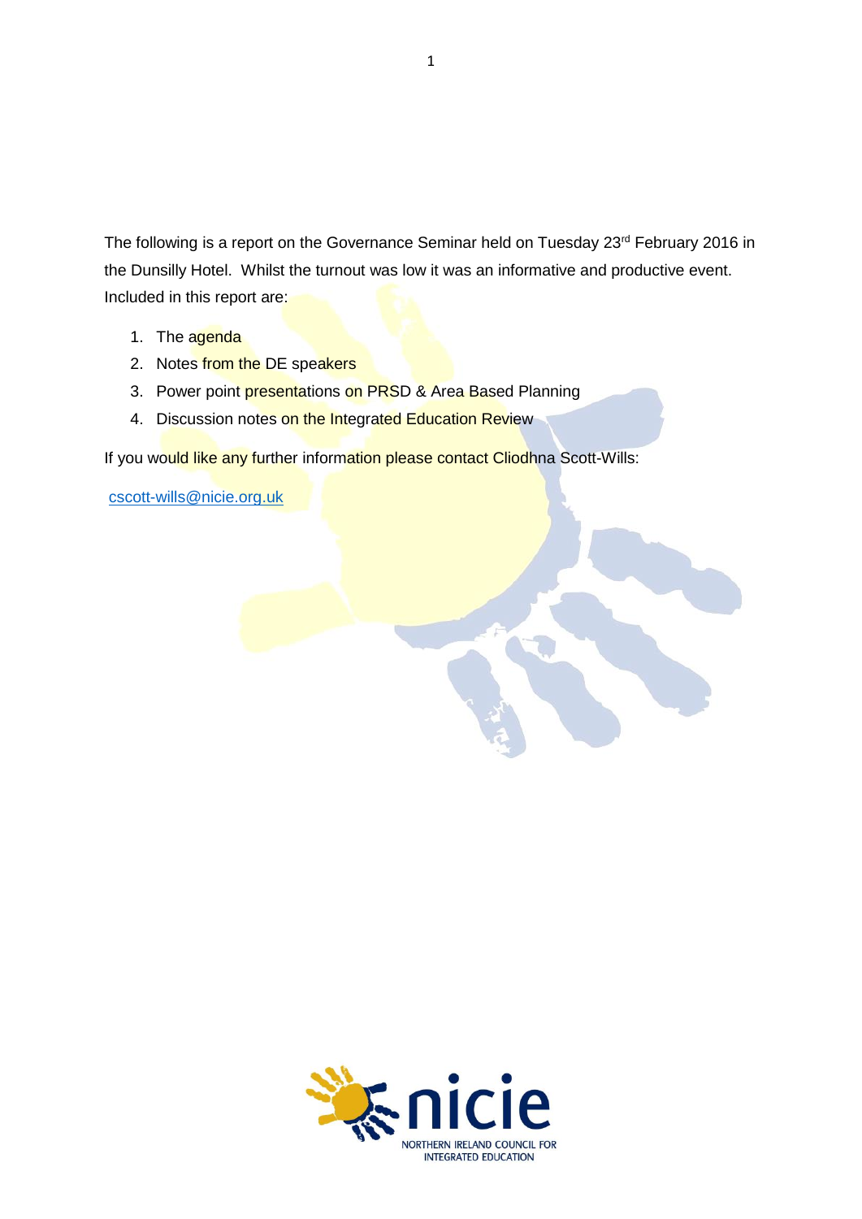The following is a report on the Governance Seminar held on Tuesday 23rd February 2016 in the Dunsilly Hotel. Whilst the turnout was low it was an informative and productive event. Included in this report are:

1. The agenda
2. Notes from the DE speakers
3. Power point presentations on PRSD & Area Based Planning
4. Discussion notes on the Integrated Education Review

If you would like any further information please contact Cliodhna Scott-Wills:

cscott-wills@nicie.org.uk

NORTHERN IRELAND COUNCIL FOR INTEGRATED EDUCATION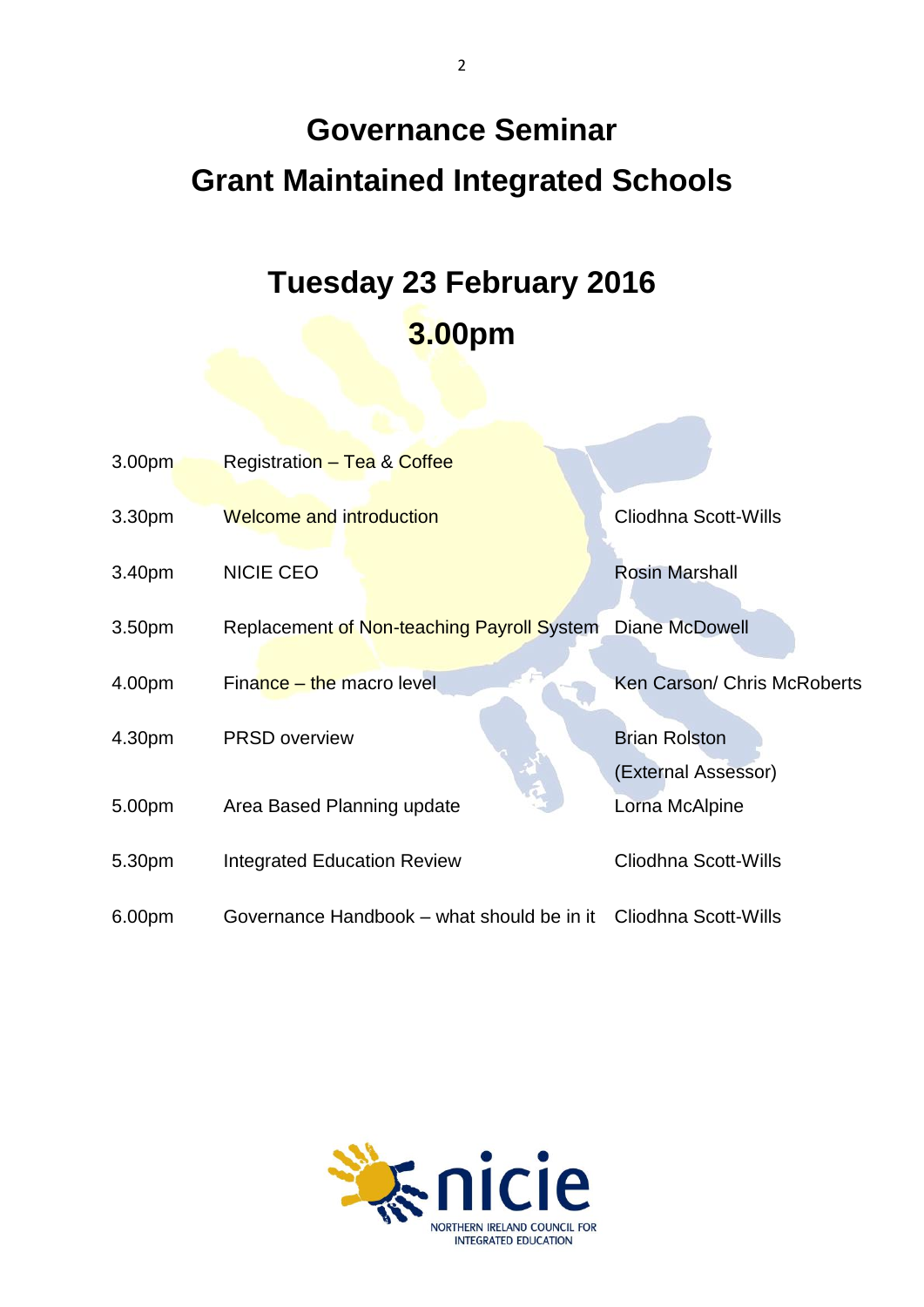# Governance Seminar
# Grant Maintained Integrated Schools

## Tuesday 23 February 2016
## 3.00pm

| | | |
|---|---|---|
| 3.00pm | Registration – Tea & Coffee | |
| 3.30pm | Welcome and introduction | Cliodhna Scott-Wills |
| 3.40pm | NICIE CEO | Rosin Marshall |
| 3.50pm | Replacement of Non-teaching Payroll System | Diane McDowell |
| 4.00pm | Finance – the macro level | Ken Carson/ Chris McRoberts |
| 4.30pm | PRSD overview | Brian Rolston (External Assessor) |
| 5.00pm | Area Based Planning update | Lorna McAlpine |
| 5.30pm | Integrated Education Review | Cliodhna Scott-Wills |
| 6.00pm | Governance Handbook – what should be in it | Cliodhna Scott-Wills |

nicie
NORTHERN IRELAND COUNCIL FOR INTEGRATED EDUCATION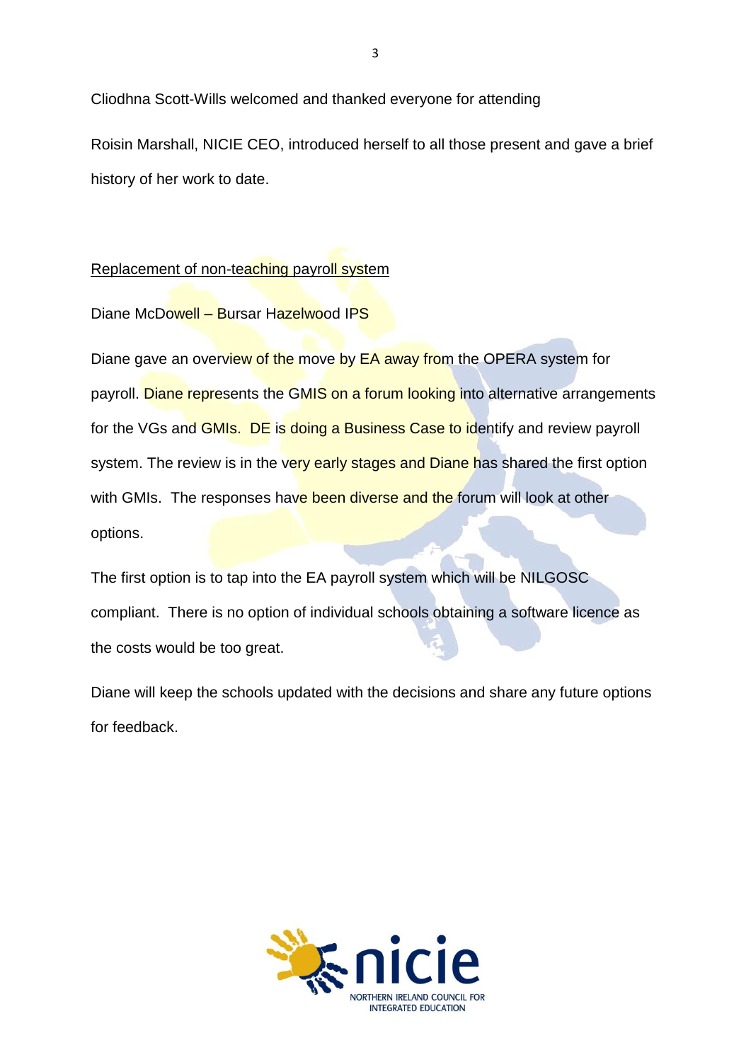Cliodhna Scott-Wills welcomed and thanked everyone for attending

Roisin Marshall, NICIE CEO, introduced herself to all those present and gave a brief history of her work to date.

Replacement of non-teaching payroll system

Diane McDowell – Bursar Hazelwood IPS

Diane gave an overview of the move by EA away from the OPERA system for payroll. Diane represents the GMIS on a forum looking into alternative arrangements for the VGs and GMIs. DE is doing a Business Case to identify and review payroll system. The review is in the very early stages and Diane has shared the first option with GMIs. The responses have been diverse and the forum will look at other options.

The first option is to tap into the EA payroll system which will be NILGOSC compliant. There is no option of individual schools obtaining a software licence as the costs would be too great.

Diane will keep the schools updated with the decisions and share any future options for feedback.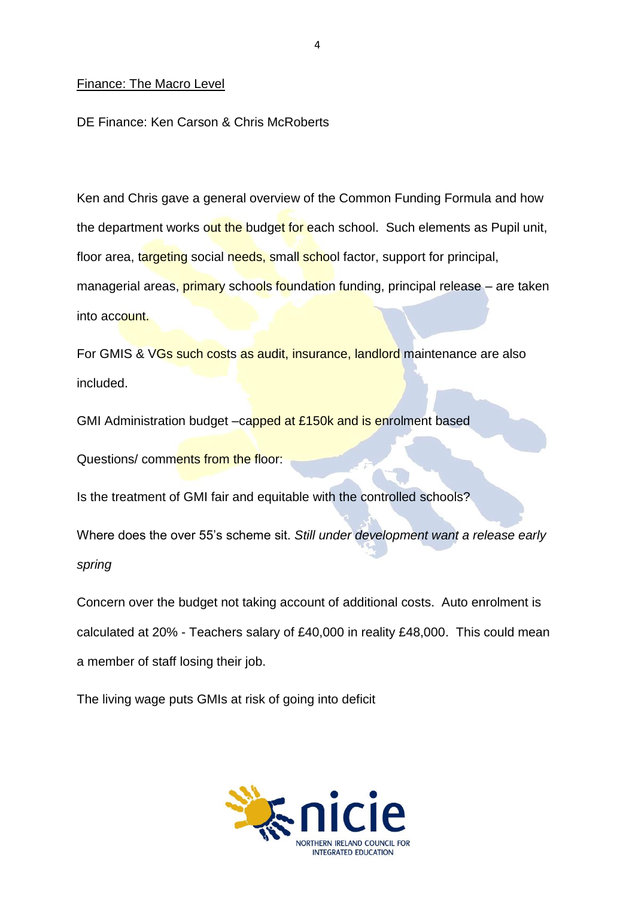Finance: The Macro Level

DE Finance: Ken Carson & Chris McRoberts

Ken and Chris gave a general overview of the Common Funding Formula and how the department works out the budget for each school. Such elements as Pupil unit, floor area, targeting social needs, small school factor, support for principal, managerial areas, primary schools foundation funding, principal release – are taken into account.

For GMIS & VGs such costs as audit, insurance, landlord maintenance are also included.

GMI Administration budget –capped at £150k and is enrolment based

Questions/ comments from the floor:

Is the treatment of GMI fair and equitable with the controlled schools?

Where does the over 55's scheme sit. *Still under development want a release early spring*

Concern over the budget not taking account of additional costs. Auto enrolment is calculated at 20% - Teachers salary of £40,000 in reality £48,000. This could mean a member of staff losing their job.

The living wage puts GMIs at risk of going into deficit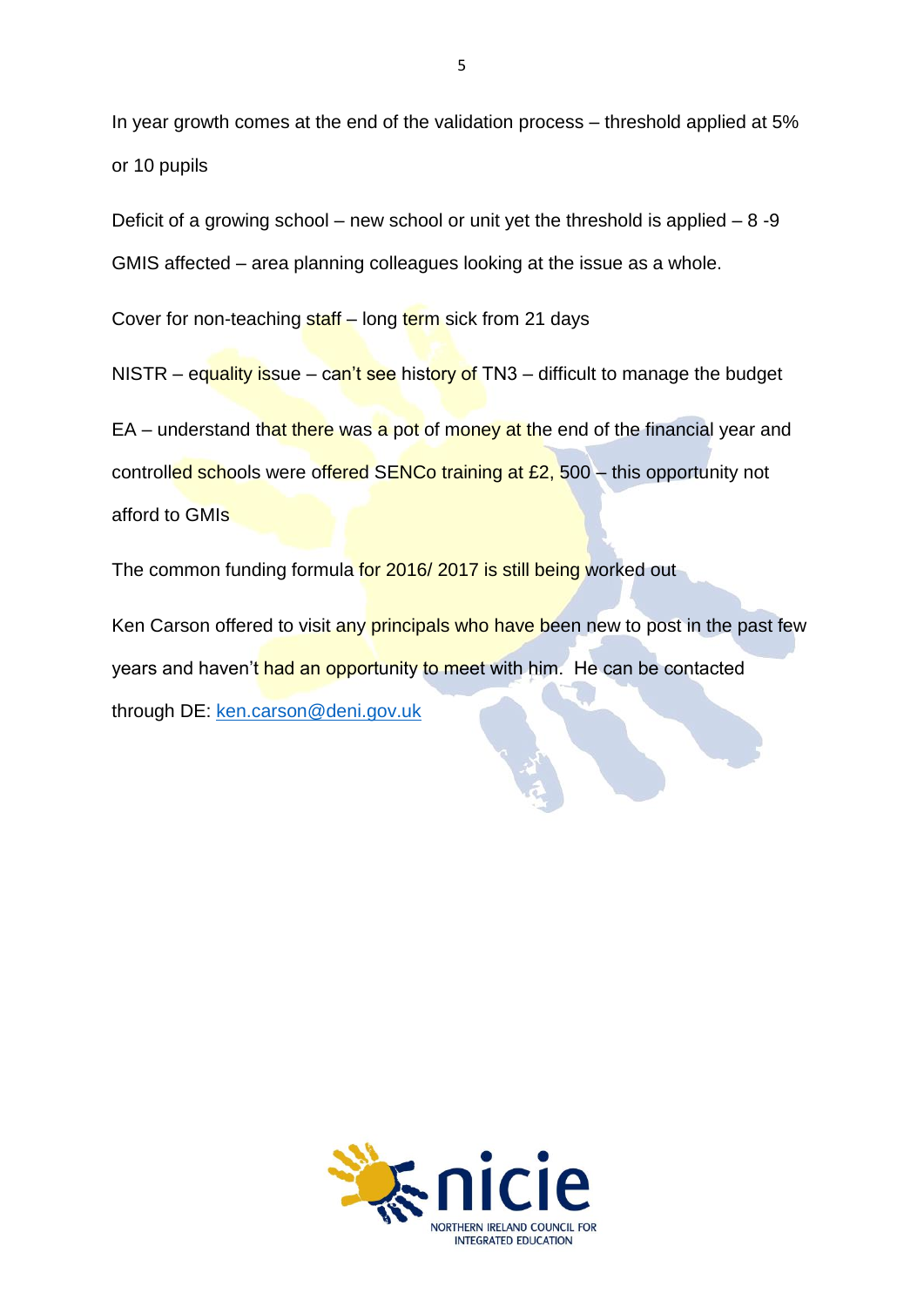In year growth comes at the end of the validation process – threshold applied at 5% or 10 pupils

Deficit of a growing school – new school or unit yet the threshold is applied – 8 -9 GMIS affected – area planning colleagues looking at the issue as a whole.

Cover for non-teaching staff – long term sick from 21 days

NISTR – equality issue – can't see history of TN3 – difficult to manage the budget

EA – understand that there was a pot of money at the end of the financial year and controlled schools were offered SENCo training at £2, 500 – this opportunity not afford to GMIs

The common funding formula for 2016/ 2017 is still being worked out

Ken Carson offered to visit any principals who have been new to post in the past few years and haven't had an opportunity to meet with him. He can be contacted through DE: [ken.carson@deni.gov.uk](mailto:ken.carson@deni.gov.uk)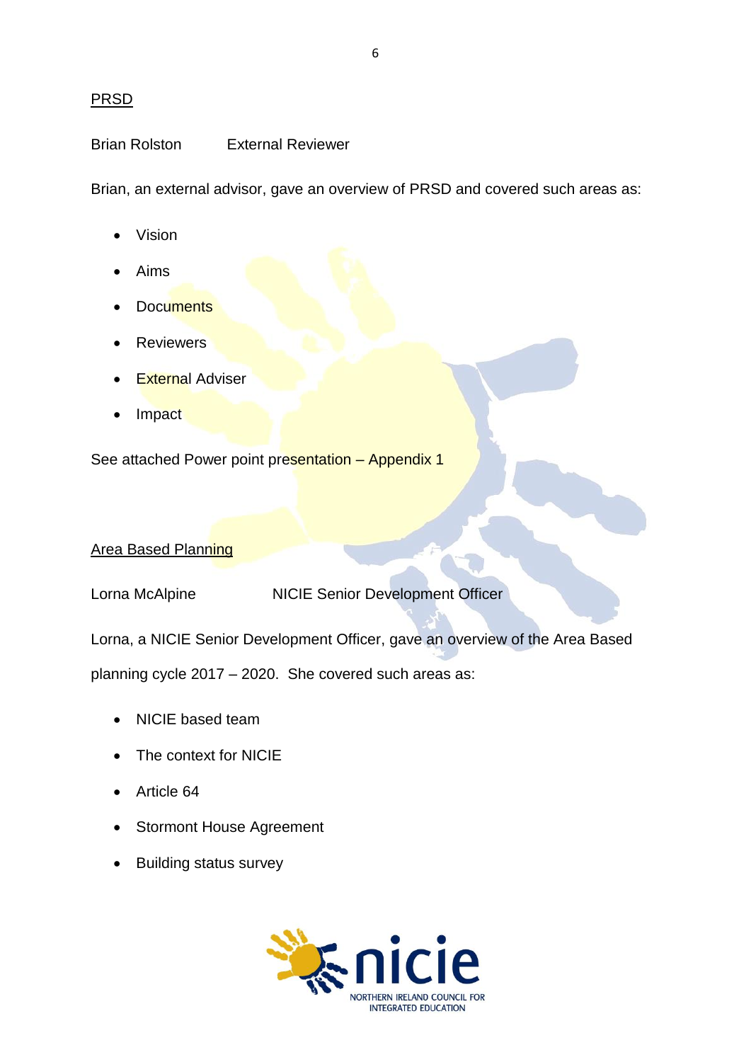<u>PRSD</u>

Brian Rolston External Reviewer

Brian, an external advisor, gave an overview of PRSD and covered such areas as:

- Vision
- Aims
- Documents
- Reviewers
- External Adviser
- Impact

See attached Power point presentation – Appendix 1

<u>Area Based Planning</u>

Lorna McAlpine NICIE Senior Development Officer

Lorna, a NICIE Senior Development Officer, gave an overview of the Area Based planning cycle 2017 – 2020. She covered such areas as:

- NICIE based team
- The context for NICIE
- Article 64
- Stormont House Agreement
- Building status survey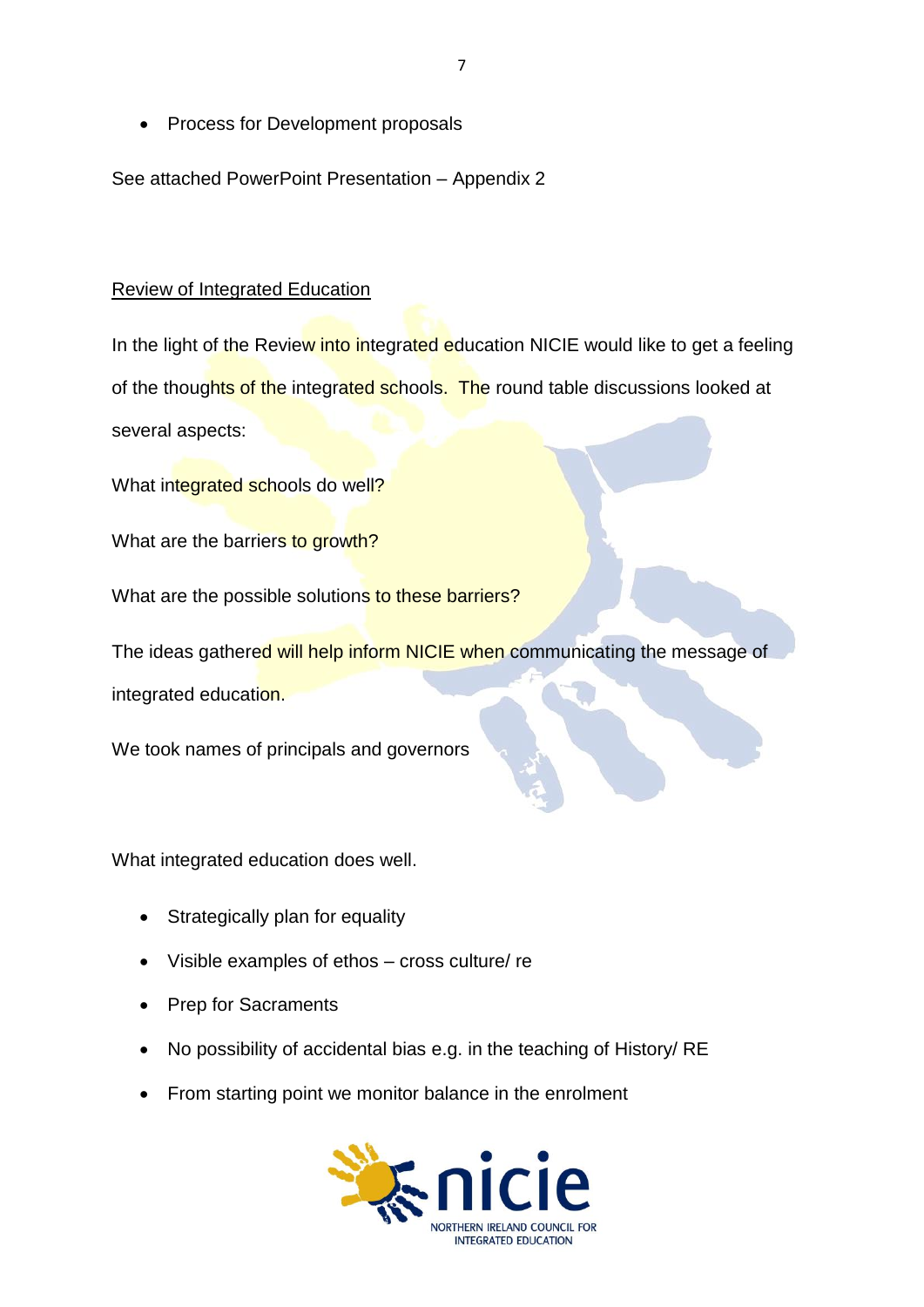- Process for Development proposals

See attached PowerPoint Presentation – Appendix 2

## Review of Integrated Education

In the light of the Review into integrated education NICIE would like to get a feeling of the thoughts of the integrated schools. The round table discussions looked at several aspects:

What integrated schools do well?

What are the barriers to growth?

What are the possible solutions to these barriers?

The ideas gathered will help inform NICIE when communicating the message of integrated education.

We took names of principals and governors

What integrated education does well.

- Strategically plan for equality
- Visible examples of ethos – cross culture/ re
- Prep for Sacraments
- No possibility of accidental bias e.g. in the teaching of History/ RE
- From starting point we monitor balance in the enrolment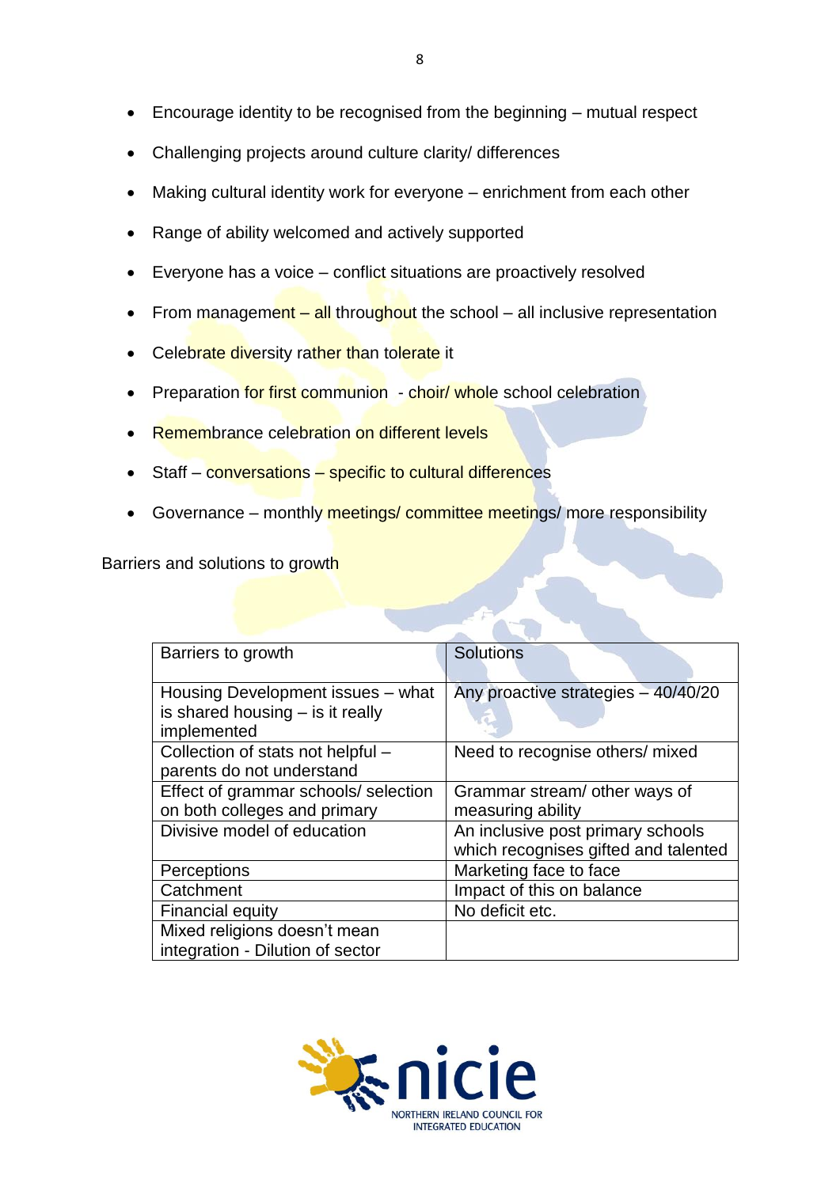- Encourage identity to be recognised from the beginning – mutual respect
- Challenging projects around culture clarity/ differences
- Making cultural identity work for everyone – enrichment from each other
- Range of ability welcomed and actively supported
- Everyone has a voice – conflict situations are proactively resolved
- From management – all throughout the school – all inclusive representation
- Celebrate diversity rather than tolerate it
- Preparation for first communion - choir/ whole school celebration
- Remembrance celebration on different levels
- Staff – conversations – specific to cultural differences
- Governance – monthly meetings/ committee meetings/ more responsibility

Barriers and solutions to growth

| Barriers to growth | Solutions |
|---|---|
| Housing Development issues – what is shared housing – is it really implemented | Any proactive strategies – 40/40/20 |
| Collection of stats not helpful – parents do not understand | Need to recognise others/ mixed |
| Effect of grammar schools/ selection on both colleges and primary | Grammar stream/ other ways of measuring ability |
| Divisive model of education | An inclusive post primary schools which recognises gifted and talented |
| Perceptions | Marketing face to face |
| Catchment | Impact of this on balance |
| Financial equity | No deficit etc. |
| Mixed religions doesn't mean integration - Dilution of sector | |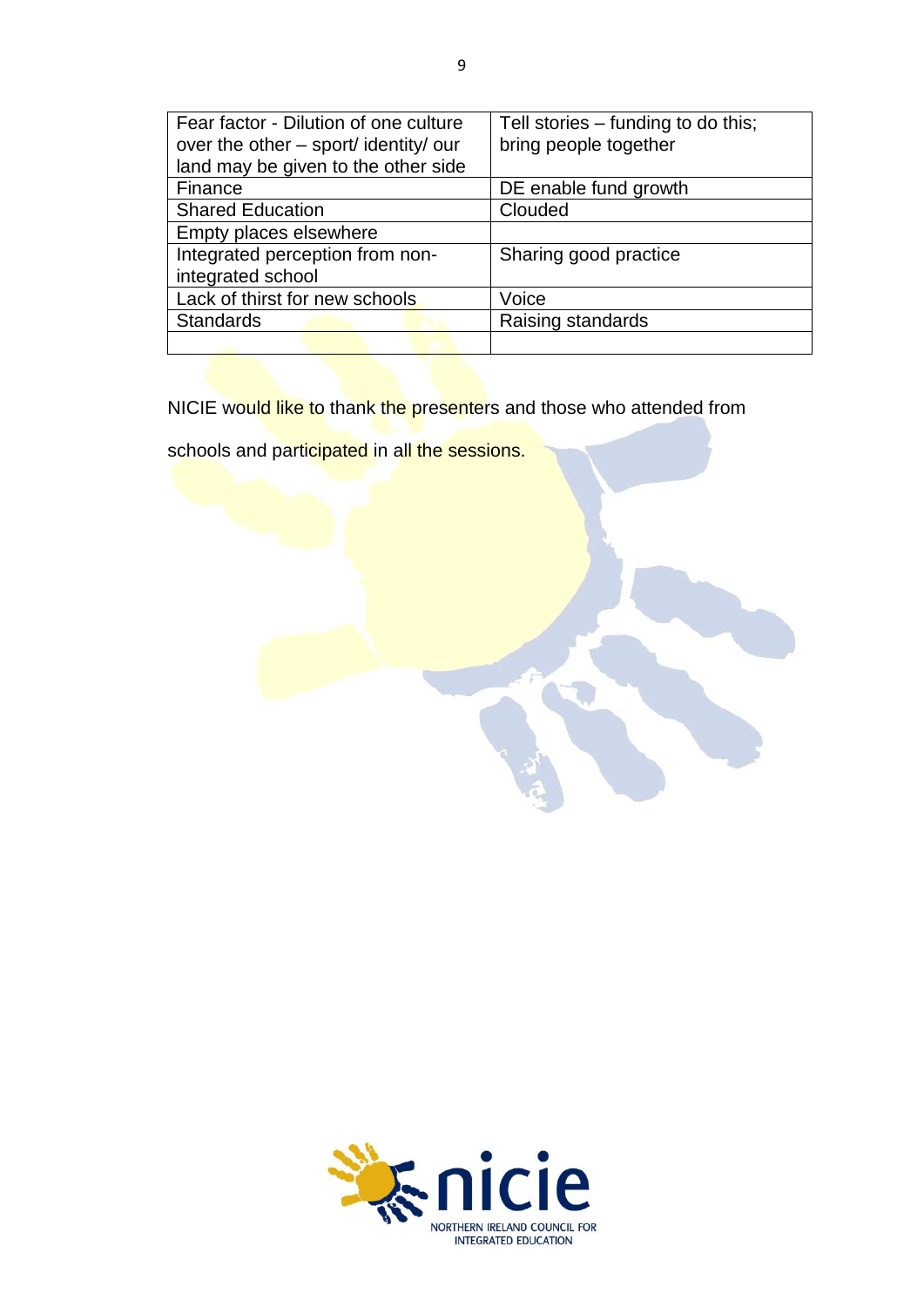| | |
|---|---|
| Fear factor - Dilution of one culture over the other – sport/ identity/ our land may be given to the other side | Tell stories – funding to do this; bring people together |
| Finance | DE enable fund growth |
| Shared Education | Clouded |
| Empty places elsewhere | |
| Integrated perception from non-integrated school | Sharing good practice |
| Lack of thirst for new schools | Voice |
| Standards | Raising standards |
| | |

NICIE would like to thank the presenters and those who attended from schools and participated in all the sessions.

nicie

NORTHERN IRELAND COUNCIL FOR INTEGRATED EDUCATION